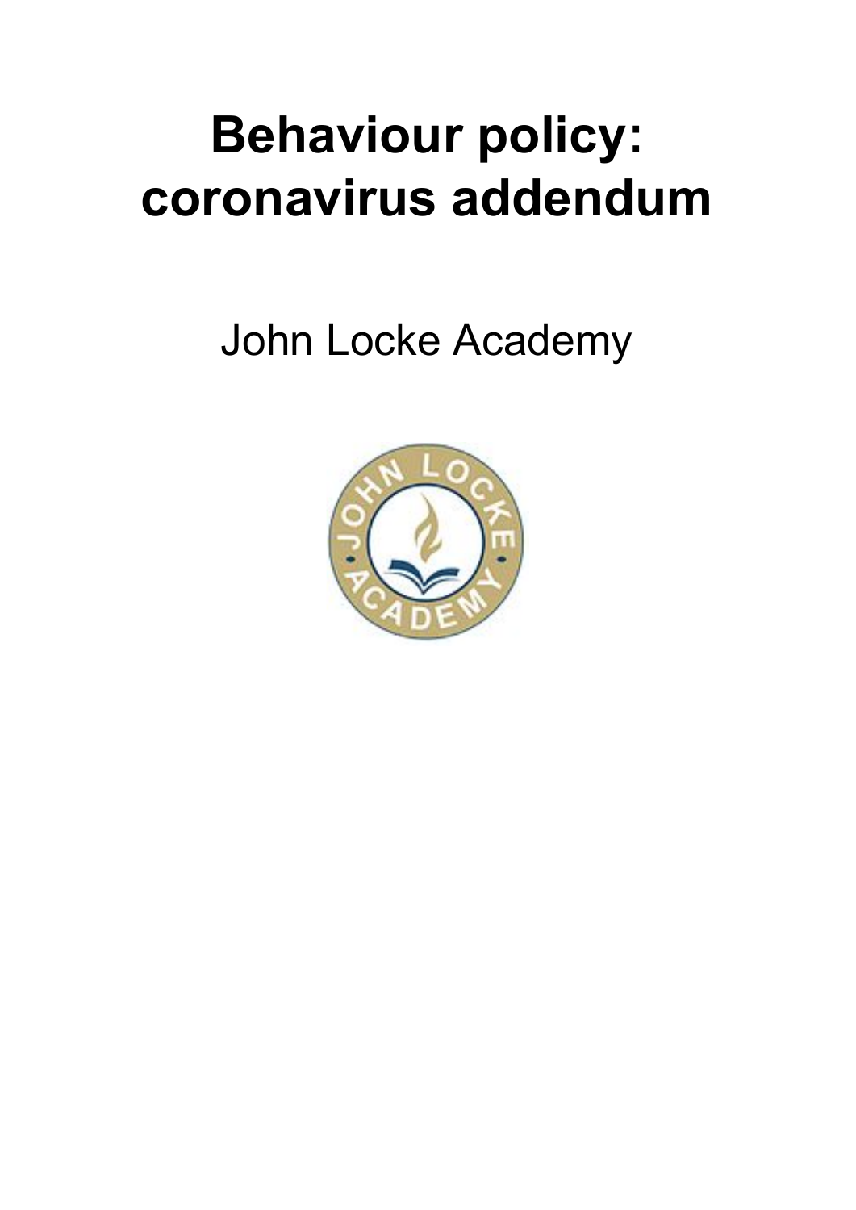# Behaviour policy: coronavirus addendum

John Locke Academy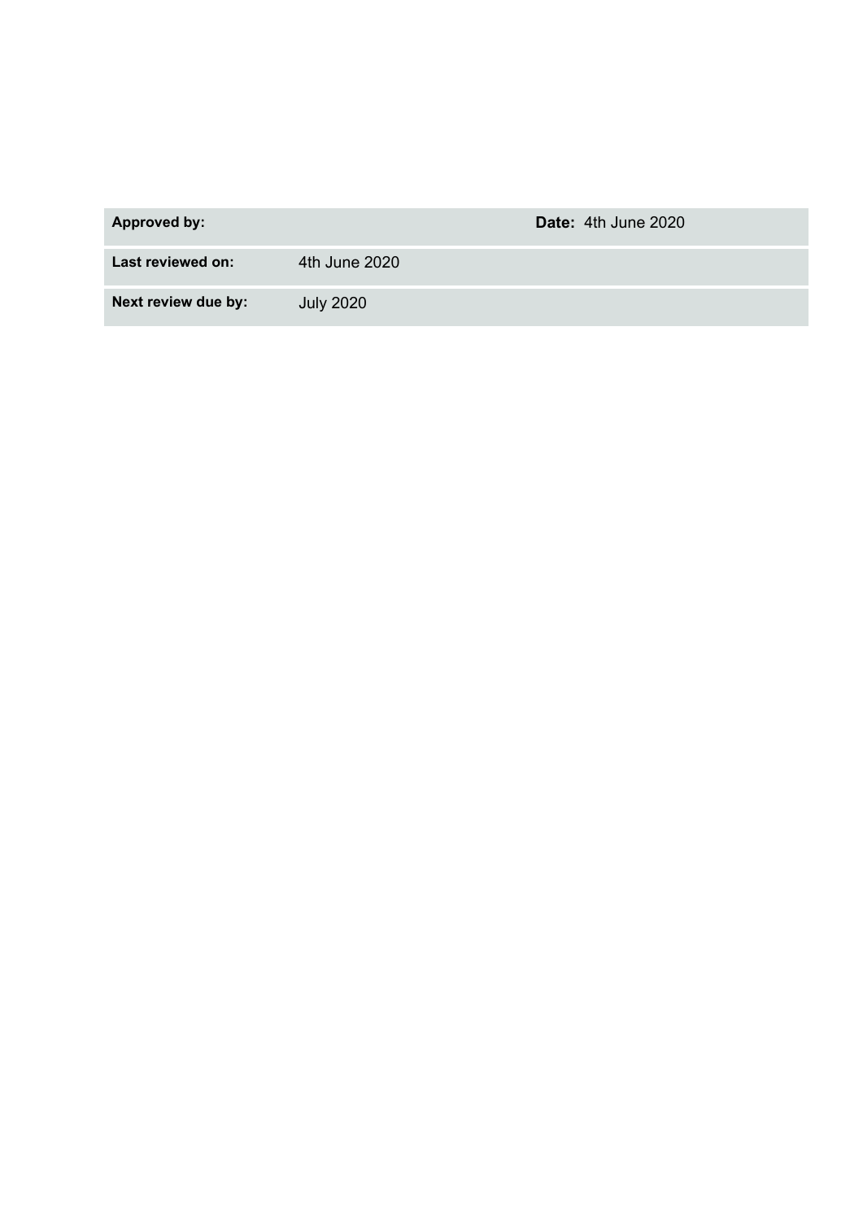| **Approved by:** | | **Date:** 4th June 2020 |
| --- | --- | --- |
| **Last reviewed on:** | 4th June 2020 | |
| **Next review due by:** | July 2020 | |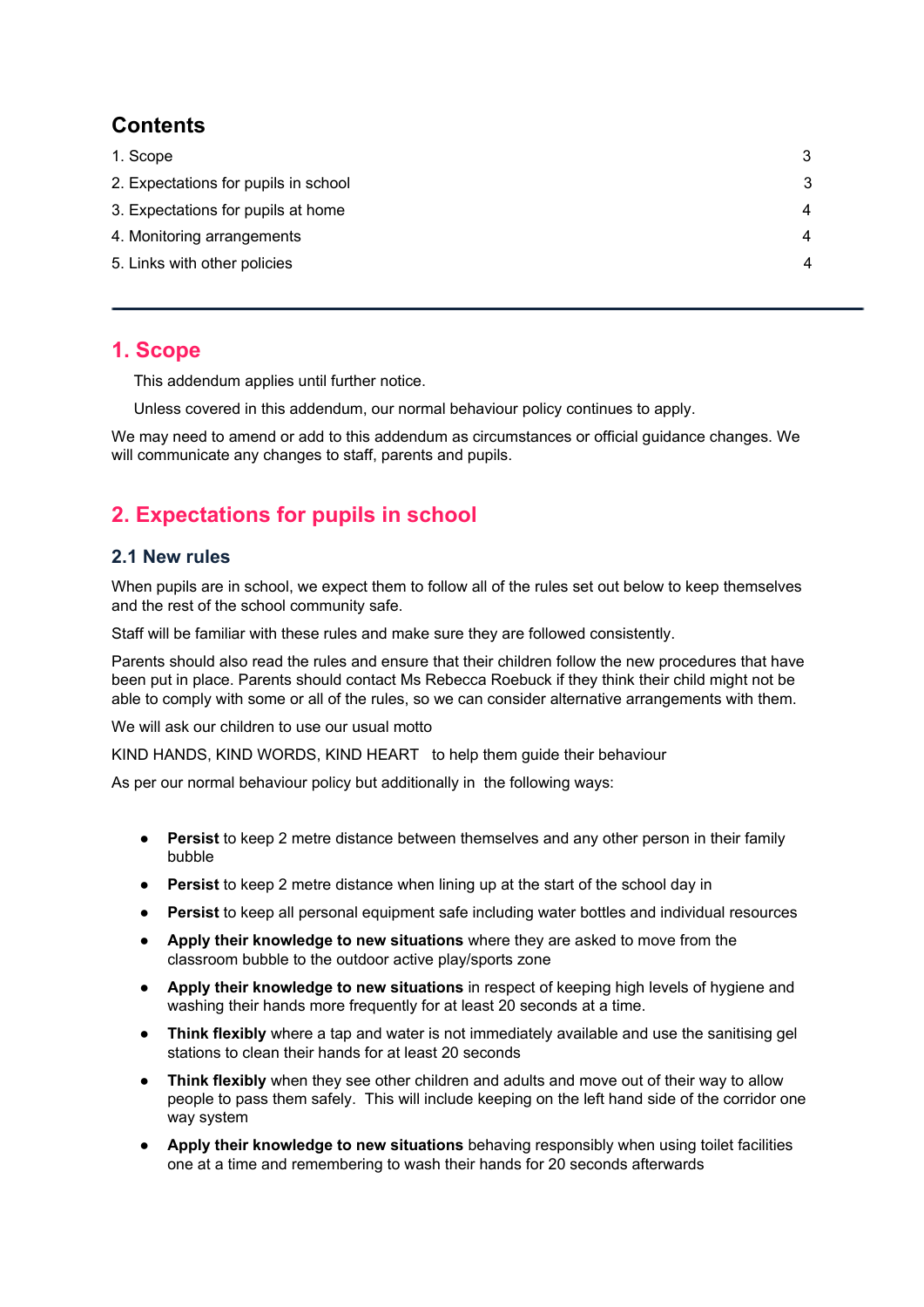## Contents

| | |
|---|---|
| 1. Scope | 3 |
| 2. Expectations for pupils in school | 3 |
| 3. Expectations for pupils at home | 4 |
| 4. Monitoring arrangements | 4 |
| 5. Links with other policies | 4 |

---

## 1. Scope

This addendum applies until further notice.

Unless covered in this addendum, our normal behaviour policy continues to apply.

We may need to amend or add to this addendum as circumstances or official guidance changes. We will communicate any changes to staff, parents and pupils.

## 2. Expectations for pupils in school

### 2.1 New rules

When pupils are in school, we expect them to follow all of the rules set out below to keep themselves and the rest of the school community safe.

Staff will be familiar with these rules and make sure they are followed consistently.

Parents should also read the rules and ensure that their children follow the new procedures that have been put in place. Parents should contact Ms Rebecca Roebuck if they think their child might not be able to comply with some or all of the rules, so we can consider alternative arrangements with them.

We will ask our children to use our usual motto

KIND HANDS, KIND WORDS, KIND HEART to help them guide their behaviour

As per our normal behaviour policy but additionally in the following ways:

- **Persist** to keep 2 metre distance between themselves and any other person in their family bubble
- **Persist** to keep 2 metre distance when lining up at the start of the school day in
- **Persist** to keep all personal equipment safe including water bottles and individual resources
- **Apply their knowledge to new situations** where they are asked to move from the classroom bubble to the outdoor active play/sports zone
- **Apply their knowledge to new situations** in respect of keeping high levels of hygiene and washing their hands more frequently for at least 20 seconds at a time.
- **Think flexibly** where a tap and water is not immediately available and use the sanitising gel stations to clean their hands for at least 20 seconds
- **Think flexibly** when they see other children and adults and move out of their way to allow people to pass them safely. This will include keeping on the left hand side of the corridor one way system
- **Apply their knowledge to new situations** behaving responsibly when using toilet facilities one at a time and remembering to wash their hands for 20 seconds afterwards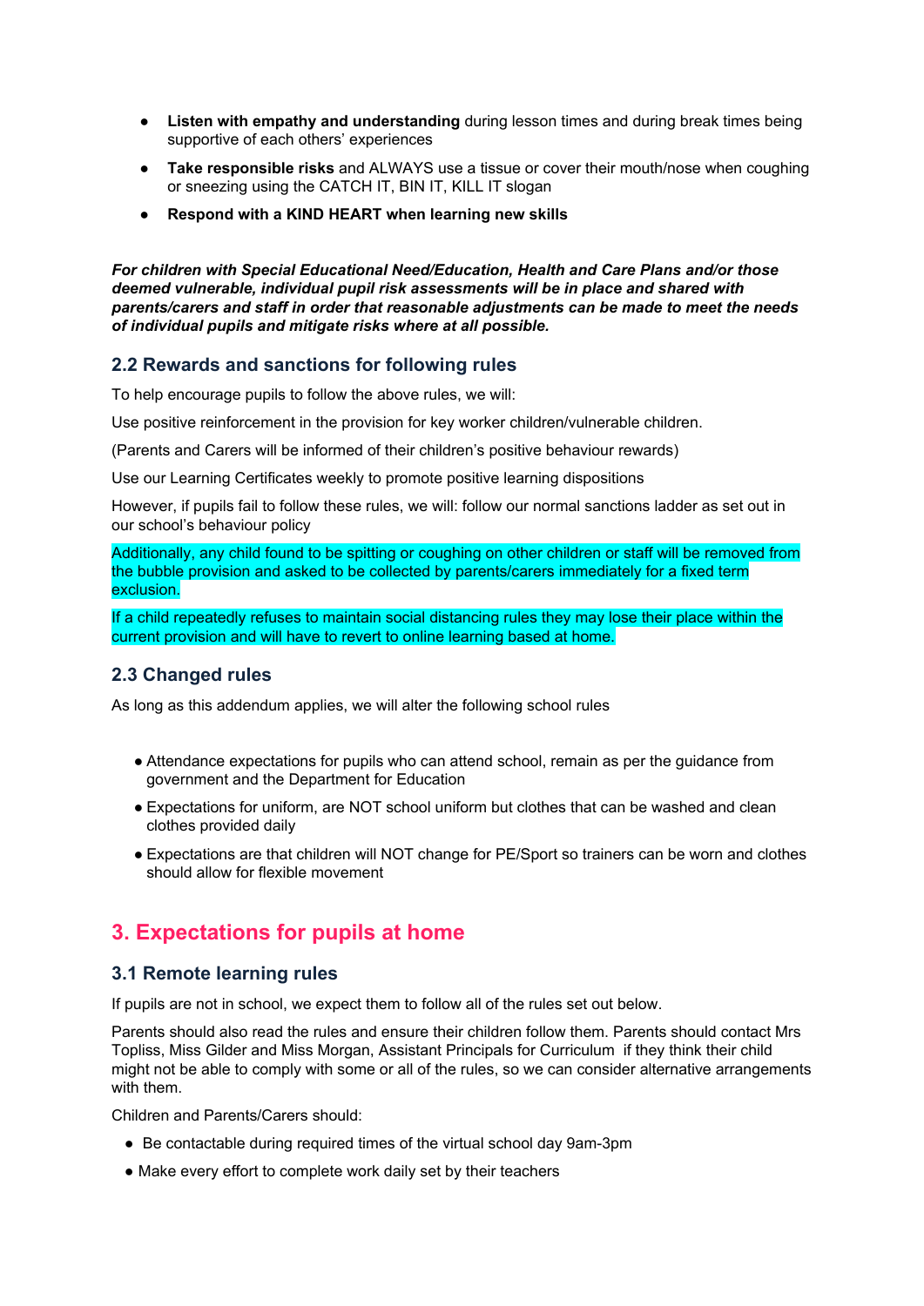- **Listen with empathy and understanding** during lesson times and during break times being supportive of each others' experiences
- **Take responsible risks** and ALWAYS use a tissue or cover their mouth/nose when coughing or sneezing using the CATCH IT, BIN IT, KILL IT slogan
- **Respond with a KIND HEART when learning new skills**

***For children with Special Educational Need/Education, Health and Care Plans and/or those deemed vulnerable, individual pupil risk assessments will be in place and shared with parents/carers and staff in order that reasonable adjustments can be made to meet the needs of individual pupils and mitigate risks where at all possible.***

### 2.2 Rewards and sanctions for following rules

To help encourage pupils to follow the above rules, we will:

Use positive reinforcement in the provision for key worker children/vulnerable children.

(Parents and Carers will be informed of their children's positive behaviour rewards)

Use our Learning Certificates weekly to promote positive learning dispositions

However, if pupils fail to follow these rules, we will: follow our normal sanctions ladder as set out in our school's behaviour policy

Additionally, any child found to be spitting or coughing on other children or staff will be removed from the bubble provision and asked to be collected by parents/carers immediately for a fixed term exclusion.

If a child repeatedly refuses to maintain social distancing rules they may lose their place within the current provision and will have to revert to online learning based at home.

### 2.3 Changed rules

As long as this addendum applies, we will alter the following school rules

- Attendance expectations for pupils who can attend school, remain as per the guidance from government and the Department for Education
- Expectations for uniform, are NOT school uniform but clothes that can be washed and clean clothes provided daily
- Expectations are that children will NOT change for PE/Sport so trainers can be worn and clothes should allow for flexible movement

## 3. Expectations for pupils at home

### 3.1 Remote learning rules

If pupils are not in school, we expect them to follow all of the rules set out below.

Parents should also read the rules and ensure their children follow them. Parents should contact Mrs Topliss, Miss Gilder and Miss Morgan, Assistant Principals for Curriculum if they think their child might not be able to comply with some or all of the rules, so we can consider alternative arrangements with them.

Children and Parents/Carers should:

- Be contactable during required times of the virtual school day 9am-3pm
- Make every effort to complete work daily set by their teachers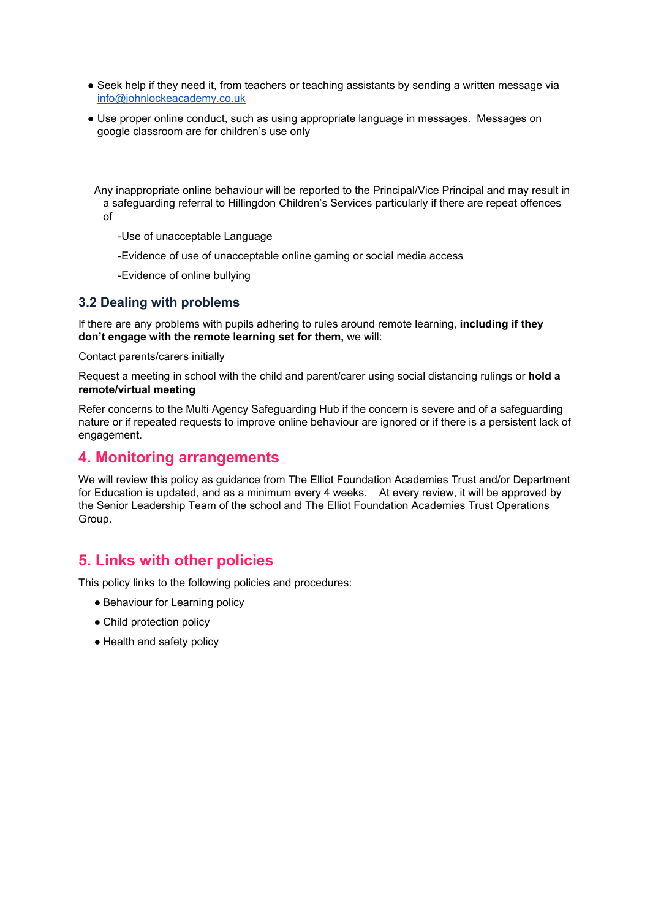- Seek help if they need it, from teachers or teaching assistants by sending a written message via info@johnlockeacademy.co.uk
- Use proper online conduct, such as using appropriate language in messages. Messages on google classroom are for children's use only

Any inappropriate online behaviour will be reported to the Principal/Vice Principal and may result in a safeguarding referral to Hillingdon Children's Services particularly if there are repeat offences of

-Use of unacceptable Language

-Evidence of use of unacceptable online gaming or social media access

-Evidence of online bullying

### 3.2 Dealing with problems

If there are any problems with pupils adhering to rules around remote learning, **including if they don't engage with the remote learning set for them,** we will:

Contact parents/carers initially

Request a meeting in school with the child and parent/carer using social distancing rulings or **hold a remote/virtual meeting**

Refer concerns to the Multi Agency Safeguarding Hub if the concern is severe and of a safeguarding nature or if repeated requests to improve online behaviour are ignored or if there is a persistent lack of engagement.

## 4. Monitoring arrangements

We will review this policy as guidance from The Elliot Foundation Academies Trust and/or Department for Education is updated, and as a minimum every 4 weeks. At every review, it will be approved by the Senior Leadership Team of the school and The Elliot Foundation Academies Trust Operations Group.

## 5. Links with other policies

This policy links to the following policies and procedures:

- Behaviour for Learning policy
- Child protection policy
- Health and safety policy